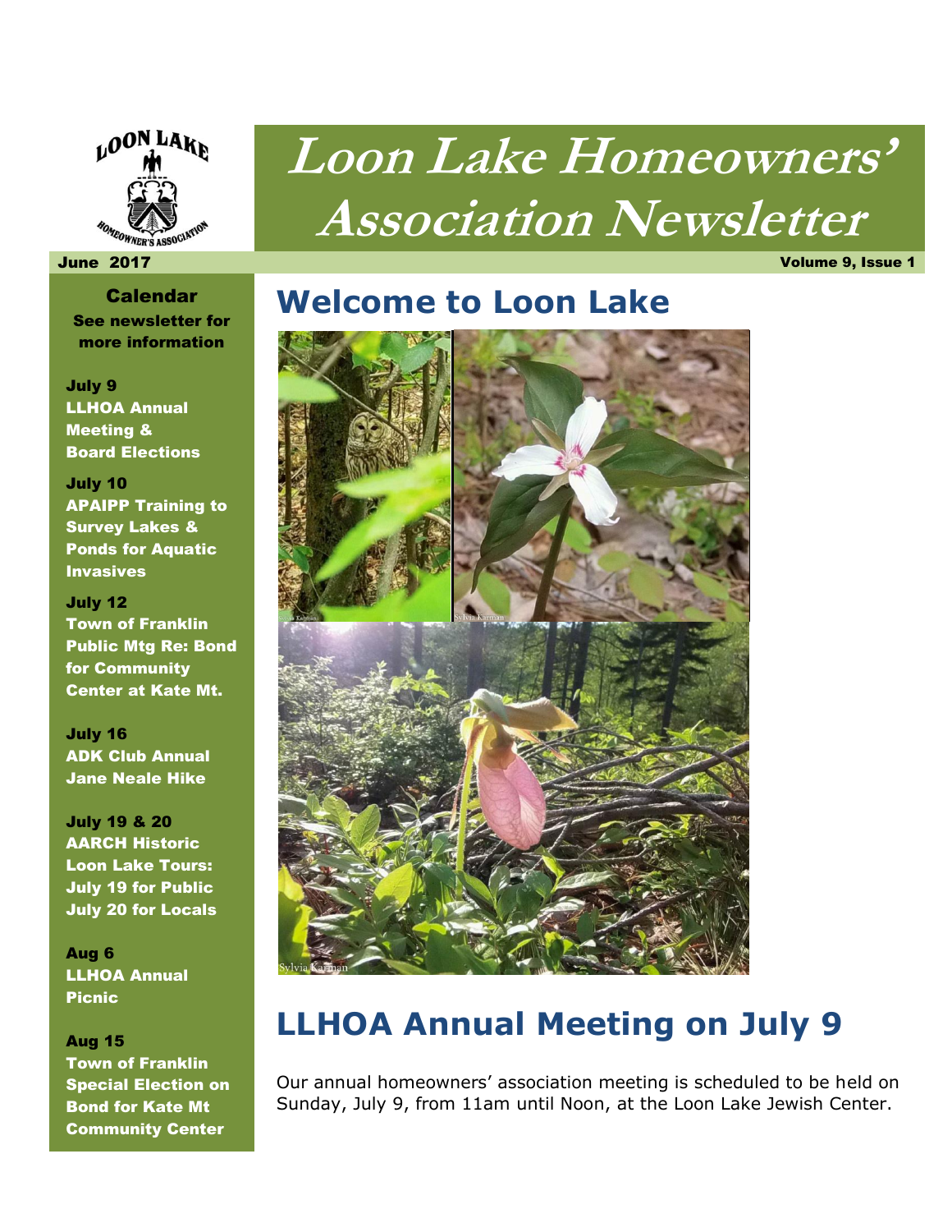# Loon Lake Homeowners' Association Newsletter

June 2017

Volume 9, Issue 1

**Calendar**
**See newsletter for more information**

**July 9**
**LLHOA Annual Meeting & Board Elections**

**July 10**
**APAIPP Training to Survey Lakes & Ponds for Aquatic Invasives**

**July 12**
**Town of Franklin Public Mtg Re: Bond for Community Center at Kate Mt.**

**July 16**
**ADK Club Annual Jane Neale Hike**

**July 19 & 20**
**AARCH Historic Loon Lake Tours: July 19 for Public July 20 for Locals**

**Aug 6**
**LLHOA Annual Picnic**

**Aug 15**
**Town of Franklin Special Election on Bond for Kate Mt Community Center**

## Welcome to Loon Lake

Sylvia Karman

## LLHOA Annual Meeting on July 9

Our annual homeowners' association meeting is scheduled to be held on Sunday, July 9, from 11am until Noon, at the Loon Lake Jewish Center.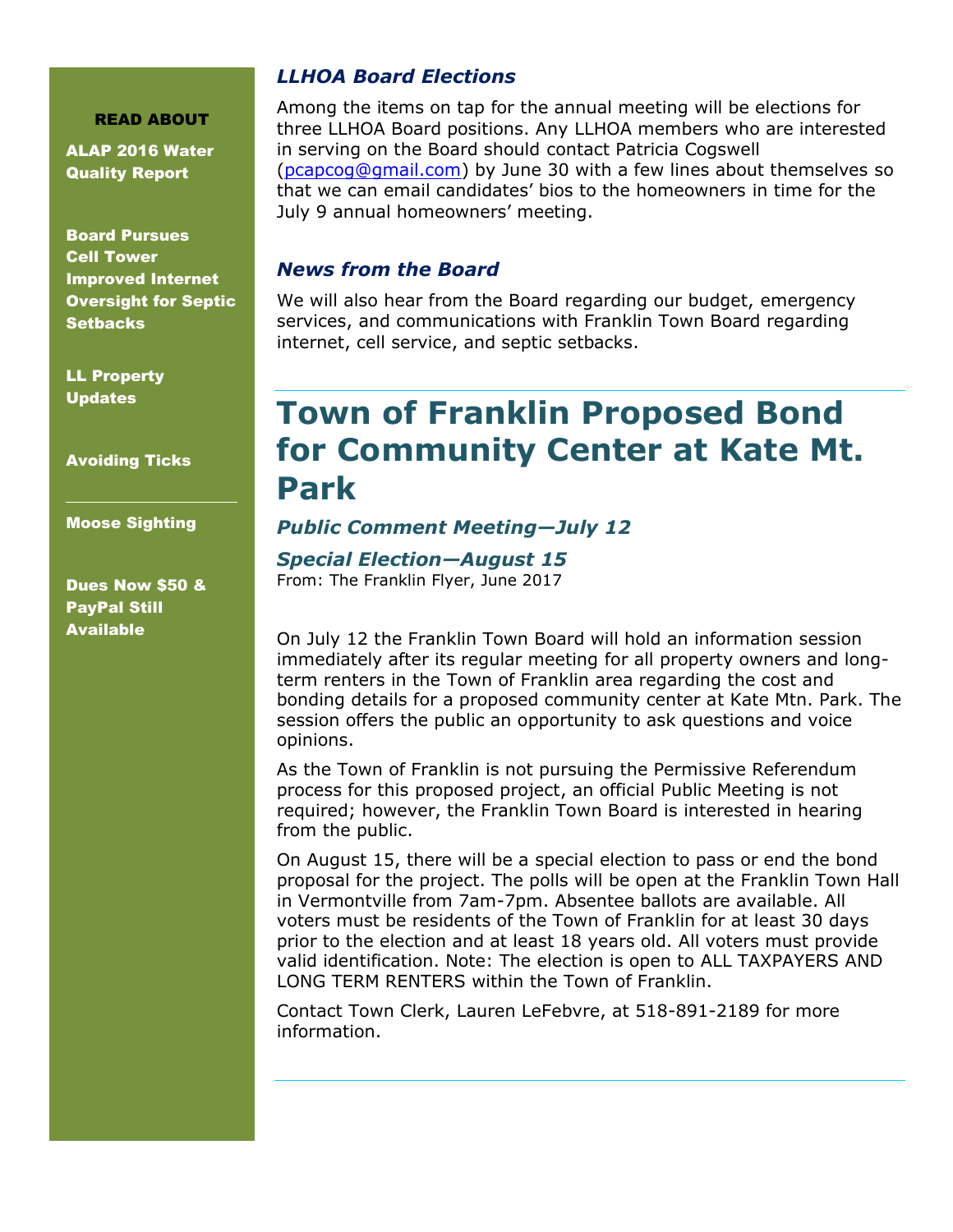**READ ABOUT**

**ALAP 2016 Water Quality Report**

**Board Pursues Cell Tower Improved Internet Oversight for Septic Setbacks**

**LL Property Updates**

**Avoiding Ticks**

**Moose Sighting**

**Dues Now $50 & PayPal Still Available**

### *LLHOA Board Elections*

Among the items on tap for the annual meeting will be elections for three LLHOA Board positions. Any LLHOA members who are interested in serving on the Board should contact Patricia Cogswell (pcapcog@gmail.com) by June 30 with a few lines about themselves so that we can email candidates' bios to the homeowners in time for the July 9 annual homeowners' meeting.

### *News from the Board*

We will also hear from the Board regarding our budget, emergency services, and communications with Franklin Town Board regarding internet, cell service, and septic setbacks.

# Town of Franklin Proposed Bond for Community Center at Kate Mt. Park

### *Public Comment Meeting—July 12*

### *Special Election—August 15*

From: The Franklin Flyer, June 2017

On July 12 the Franklin Town Board will hold an information session immediately after its regular meeting for all property owners and long-term renters in the Town of Franklin area regarding the cost and bonding details for a proposed community center at Kate Mtn. Park. The session offers the public an opportunity to ask questions and voice opinions.

As the Town of Franklin is not pursuing the Permissive Referendum process for this proposed project, an official Public Meeting is not required; however, the Franklin Town Board is interested in hearing from the public.

On August 15, there will be a special election to pass or end the bond proposal for the project. The polls will be open at the Franklin Town Hall in Vermontville from 7am-7pm. Absentee ballots are available. All voters must be residents of the Town of Franklin for at least 30 days prior to the election and at least 18 years old. All voters must provide valid identification. Note: The election is open to ALL TAXPAYERS AND LONG TERM RENTERS within the Town of Franklin.

Contact Town Clerk, Lauren LeFebvre, at 518-891-2189 for more information.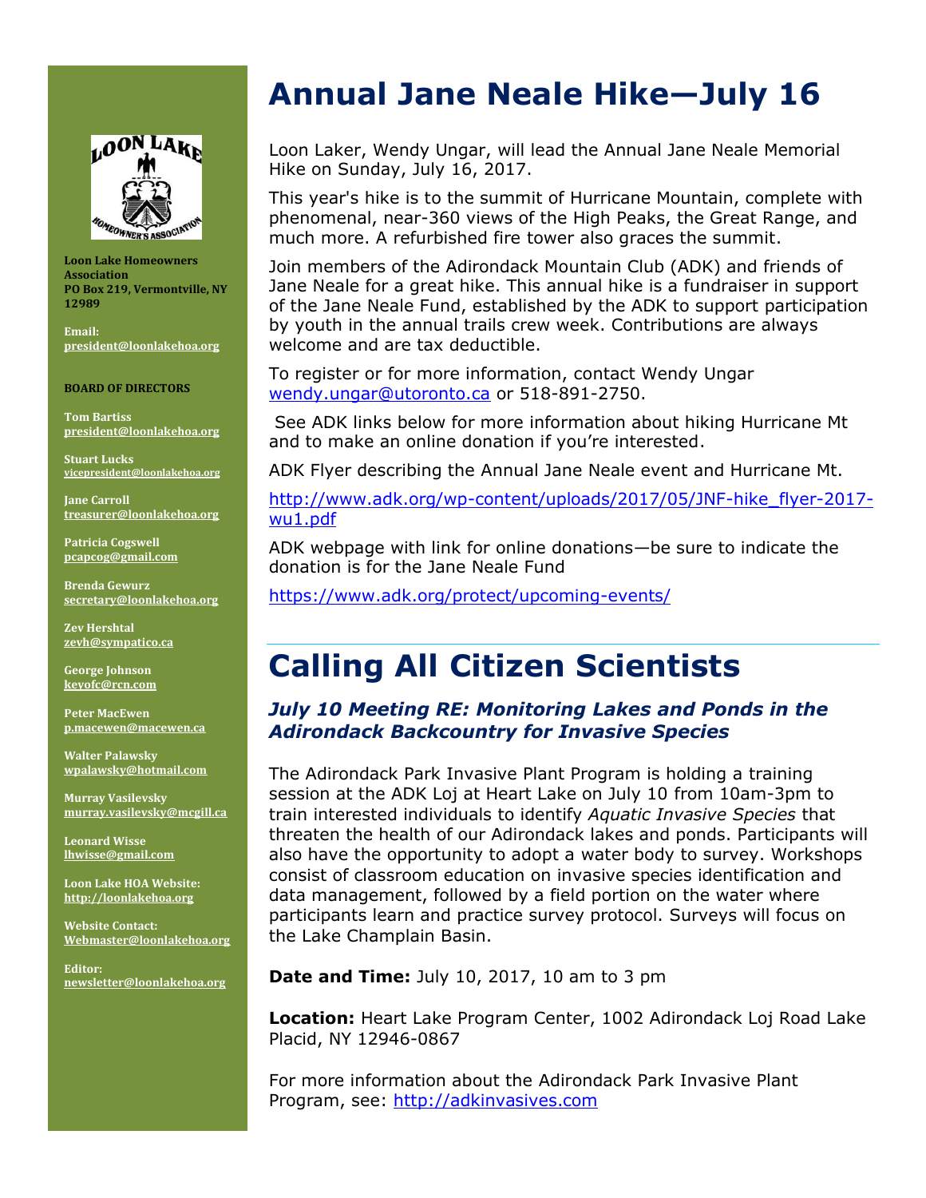Loon Lake Homeowners Association
PO Box 219, Vermontville, NY 12989

Email:
president@loonlakehoa.org

**BOARD OF DIRECTORS**

Tom Bartiss
president@loonlakehoa.org

Stuart Lucks
vicepresident@loonlakehoa.org

Jane Carroll
treasurer@loonlakehoa.org

Patricia Cogswell
pcapcog@gmail.com

Brenda Gewurz
secretary@loonlakehoa.org

Zev Hershtal
zevh@sympatico.ca

George Johnson
keyofc@rcn.com

Peter MacEwen
p.macewen@macewen.ca

Walter Palawsky
wpalawsky@hotmail.com

Murray Vasilevsky
murray.vasilevsky@mcgill.ca

Leonard Wisse
lhwisse@gmail.com

Loon Lake HOA Website:
http://loonlakehoa.org

Website Contact:
Webmaster@loonlakehoa.org

Editor:
newsletter@loonlakehoa.org

# Annual Jane Neale Hike—July 16

Loon Laker, Wendy Ungar, will lead the Annual Jane Neale Memorial Hike on Sunday, July 16, 2017.

This year's hike is to the summit of Hurricane Mountain, complete with phenomenal, near-360 views of the High Peaks, the Great Range, and much more. A refurbished fire tower also graces the summit.

Join members of the Adirondack Mountain Club (ADK) and friends of Jane Neale for a great hike. This annual hike is a fundraiser in support of the Jane Neale Fund, established by the ADK to support participation by youth in the annual trails crew week. Contributions are always welcome and are tax deductible.

To register or for more information, contact Wendy Ungar wendy.ungar@utoronto.ca or 518-891-2750.

See ADK links below for more information about hiking Hurricane Mt and to make an online donation if you're interested.

ADK Flyer describing the Annual Jane Neale event and Hurricane Mt.

http://www.adk.org/wp-content/uploads/2017/05/JNF-hike_flyer-2017-wu1.pdf

ADK webpage with link for online donations—be sure to indicate the donation is for the Jane Neale Fund

https://www.adk.org/protect/upcoming-events/

# Calling All Citizen Scientists

### *July 10 Meeting RE: Monitoring Lakes and Ponds in the Adirondack Backcountry for Invasive Species*

The Adirondack Park Invasive Plant Program is holding a training session at the ADK Loj at Heart Lake on July 10 from 10am-3pm to train interested individuals to identify *Aquatic Invasive Species* that threaten the health of our Adirondack lakes and ponds. Participants will also have the opportunity to adopt a water body to survey. Workshops consist of classroom education on invasive species identification and data management, followed by a field portion on the water where participants learn and practice survey protocol. Surveys will focus on the Lake Champlain Basin.

**Date and Time:** July 10, 2017, 10 am to 3 pm

**Location:** Heart Lake Program Center, 1002 Adirondack Loj Road Lake Placid, NY 12946-0867

For more information about the Adirondack Park Invasive Plant Program, see: http://adkinvasives.com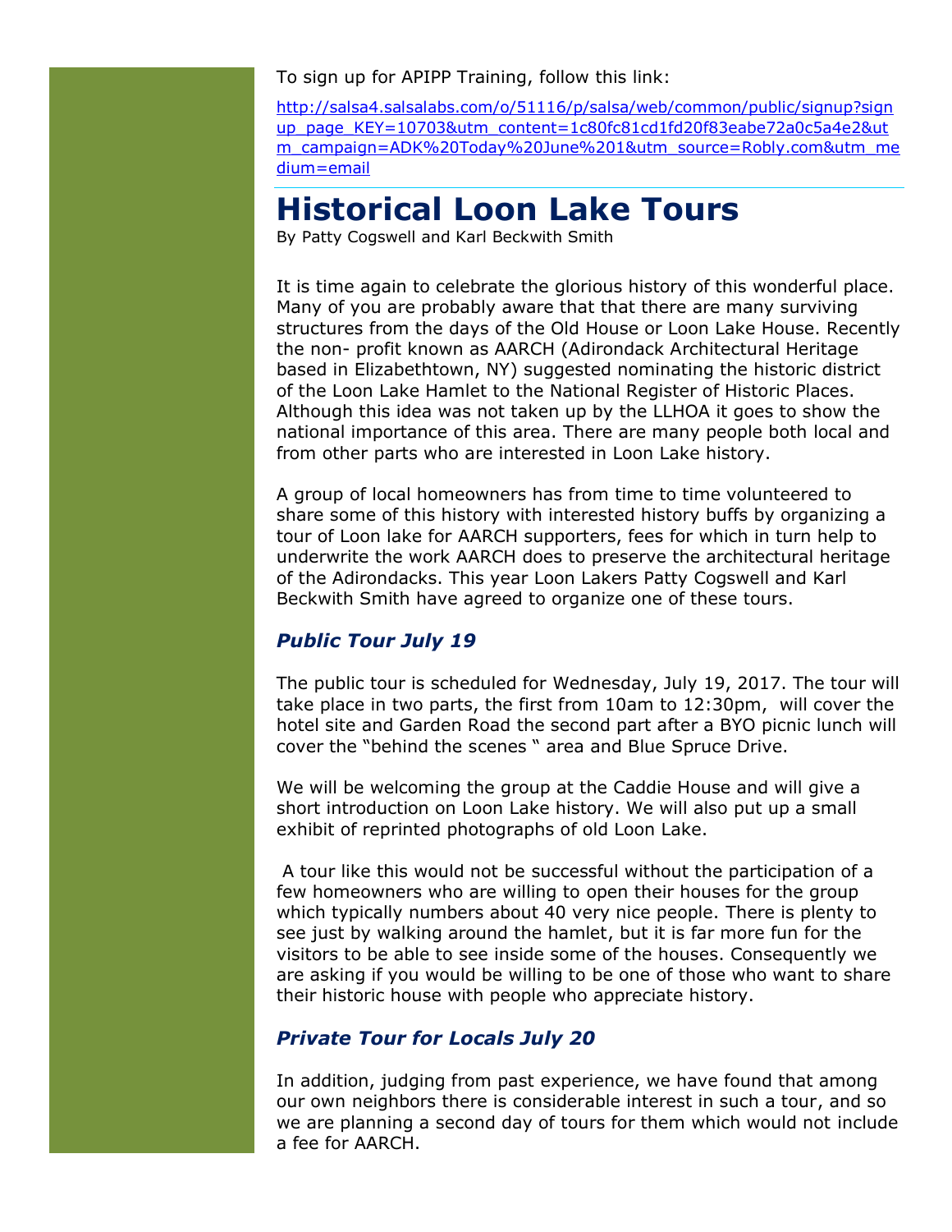To sign up for APIPP Training, follow this link:

http://salsa4.salsalabs.com/o/51116/p/salsa/web/common/public/signup?signup_page_KEY=10703&utm_content=1c80fc81cd1fd20f83eabe72a0c5a4e2&utm_campaign=ADK%20Today%20June%201&utm_source=Robly.com&utm_medium=email

# Historical Loon Lake Tours

By Patty Cogswell and Karl Beckwith Smith

It is time again to celebrate the glorious history of this wonderful place. Many of you are probably aware that that there are many surviving structures from the days of the Old House or Loon Lake House. Recently the non- profit known as AARCH (Adirondack Architectural Heritage based in Elizabethtown, NY) suggested nominating the historic district of the Loon Lake Hamlet to the National Register of Historic Places. Although this idea was not taken up by the LLHOA it goes to show the national importance of this area. There are many people both local and from other parts who are interested in Loon Lake history.

A group of local homeowners has from time to time volunteered to share some of this history with interested history buffs by organizing a tour of Loon lake for AARCH supporters, fees for which in turn help to underwrite the work AARCH does to preserve the architectural heritage of the Adirondacks. This year Loon Lakers Patty Cogswell and Karl Beckwith Smith have agreed to organize one of these tours.

### *Public Tour July 19*

The public tour is scheduled for Wednesday, July 19, 2017. The tour will take place in two parts, the first from 10am to 12:30pm, will cover the hotel site and Garden Road the second part after a BYO picnic lunch will cover the "behind the scenes " area and Blue Spruce Drive.

We will be welcoming the group at the Caddie House and will give a short introduction on Loon Lake history. We will also put up a small exhibit of reprinted photographs of old Loon Lake.

A tour like this would not be successful without the participation of a few homeowners who are willing to open their houses for the group which typically numbers about 40 very nice people. There is plenty to see just by walking around the hamlet, but it is far more fun for the visitors to be able to see inside some of the houses. Consequently we are asking if you would be willing to be one of those who want to share their historic house with people who appreciate history.

### *Private Tour for Locals July 20*

In addition, judging from past experience, we have found that among our own neighbors there is considerable interest in such a tour, and so we are planning a second day of tours for them which would not include a fee for AARCH.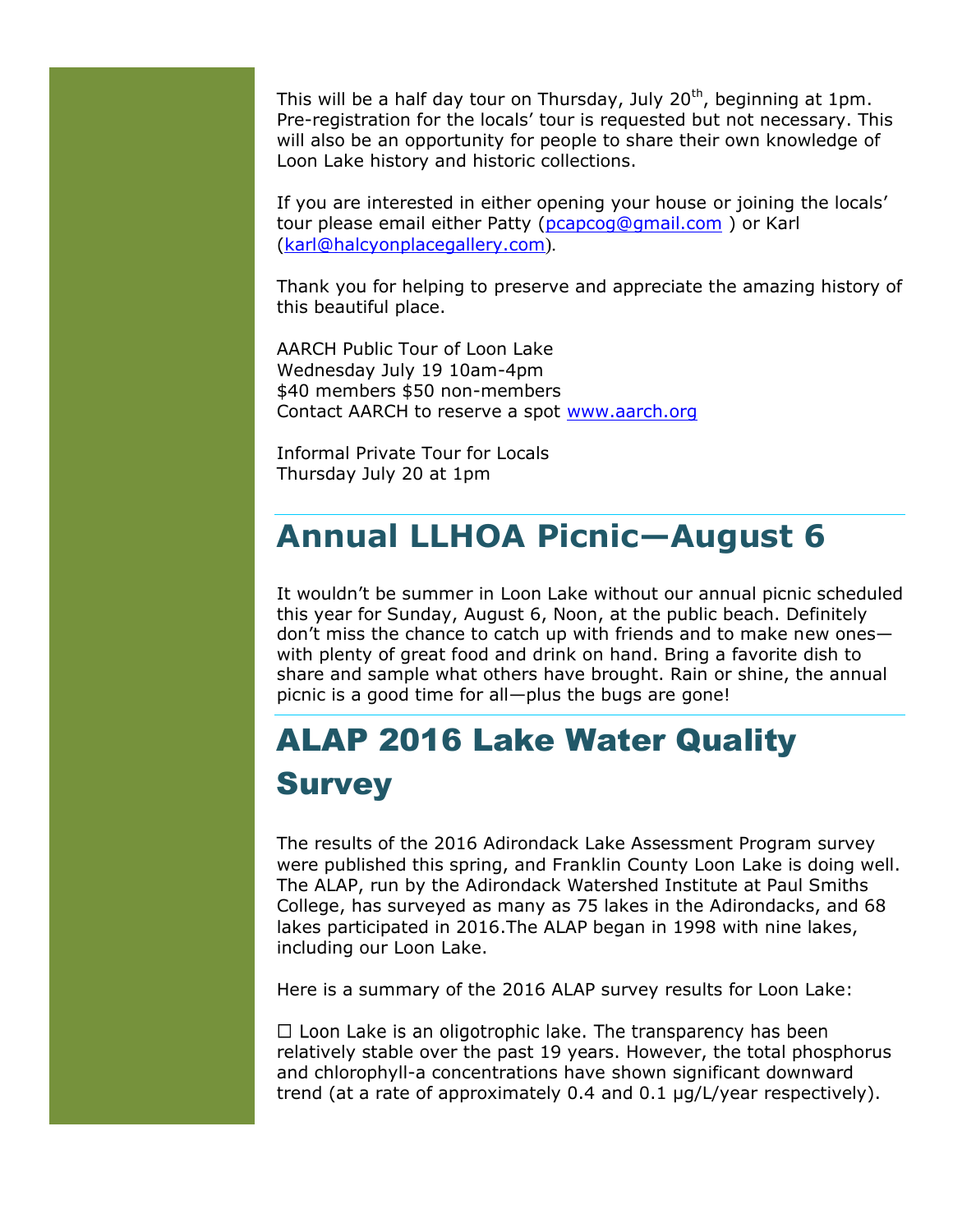This will be a half day tour on Thursday, July 20th, beginning at 1pm. Pre-registration for the locals' tour is requested but not necessary. This will also be an opportunity for people to share their own knowledge of Loon Lake history and historic collections.

If you are interested in either opening your house or joining the locals' tour please email either Patty (pcapcog@gmail.com ) or Karl (karl@halcyonplacegallery.com).

Thank you for helping to preserve and appreciate the amazing history of this beautiful place.

AARCH Public Tour of Loon Lake
Wednesday July 19 10am-4pm
$40 members $50 non-members
Contact AARCH to reserve a spot www.aarch.org

Informal Private Tour for Locals
Thursday July 20 at 1pm

# Annual LLHOA Picnic—August 6

It wouldn't be summer in Loon Lake without our annual picnic scheduled this year for Sunday, August 6, Noon, at the public beach. Definitely don't miss the chance to catch up with friends and to make new ones—with plenty of great food and drink on hand. Bring a favorite dish to share and sample what others have brought. Rain or shine, the annual picnic is a good time for all—plus the bugs are gone!

# ALAP 2016 Lake Water Quality Survey

The results of the 2016 Adirondack Lake Assessment Program survey were published this spring, and Franklin County Loon Lake is doing well. The ALAP, run by the Adirondack Watershed Institute at Paul Smiths College, has surveyed as many as 75 lakes in the Adirondacks, and 68 lakes participated in 2016.The ALAP began in 1998 with nine lakes, including our Loon Lake.

Here is a summary of the 2016 ALAP survey results for Loon Lake:

☐ Loon Lake is an oligotrophic lake. The transparency has been relatively stable over the past 19 years. However, the total phosphorus and chlorophyll-a concentrations have shown significant downward trend (at a rate of approximately 0.4 and 0.1 μg/L/year respectively).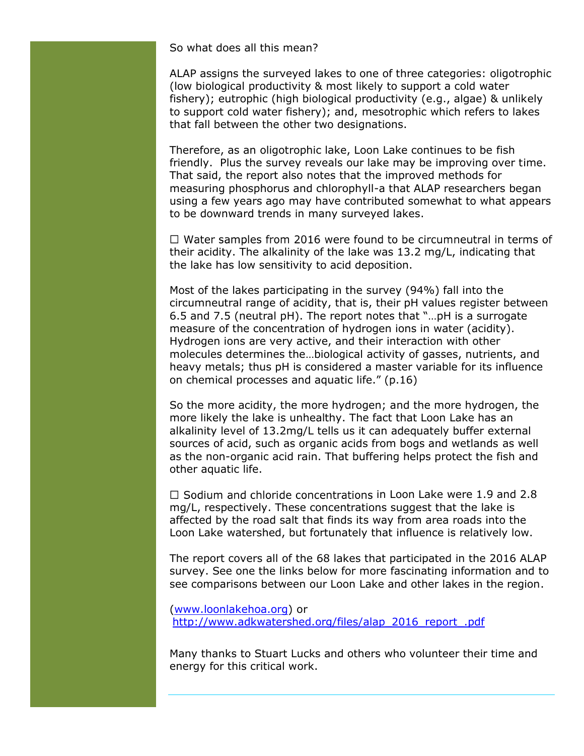So what does all this mean?

ALAP assigns the surveyed lakes to one of three categories: oligotrophic (low biological productivity & most likely to support a cold water fishery); eutrophic (high biological productivity (e.g., algae) & unlikely to support cold water fishery); and, mesotrophic which refers to lakes that fall between the other two designations.

Therefore, as an oligotrophic lake, Loon Lake continues to be fish friendly. Plus the survey reveals our lake may be improving over time. That said, the report also notes that the improved methods for measuring phosphorus and chlorophyll-a that ALAP researchers began using a few years ago may have contributed somewhat to what appears to be downward trends in many surveyed lakes.

☐ Water samples from 2016 were found to be circumneutral in terms of their acidity. The alkalinity of the lake was 13.2 mg/L, indicating that the lake has low sensitivity to acid deposition.

Most of the lakes participating in the survey (94%) fall into the circumneutral range of acidity, that is, their pH values register between 6.5 and 7.5 (neutral pH). The report notes that "…pH is a surrogate measure of the concentration of hydrogen ions in water (acidity). Hydrogen ions are very active, and their interaction with other molecules determines the…biological activity of gasses, nutrients, and heavy metals; thus pH is considered a master variable for its influence on chemical processes and aquatic life." (p.16)

So the more acidity, the more hydrogen; and the more hydrogen, the more likely the lake is unhealthy. The fact that Loon Lake has an alkalinity level of 13.2mg/L tells us it can adequately buffer external sources of acid, such as organic acids from bogs and wetlands as well as the non-organic acid rain. That buffering helps protect the fish and other aquatic life.

☐ Sodium and chloride concentrations in Loon Lake were 1.9 and 2.8 mg/L, respectively. These concentrations suggest that the lake is affected by the road salt that finds its way from area roads into the Loon Lake watershed, but fortunately that influence is relatively low.

The report covers all of the 68 lakes that participated in the 2016 ALAP survey. See one the links below for more fascinating information and to see comparisons between our Loon Lake and other lakes in the region.

([www.loonlakehoa.org](http://www.loonlakehoa.org)) or
[http://www.adkwatershed.org/files/alap_2016_report_.pdf](http://www.adkwatershed.org/files/alap_2016_report_.pdf)

Many thanks to Stuart Lucks and others who volunteer their time and energy for this critical work.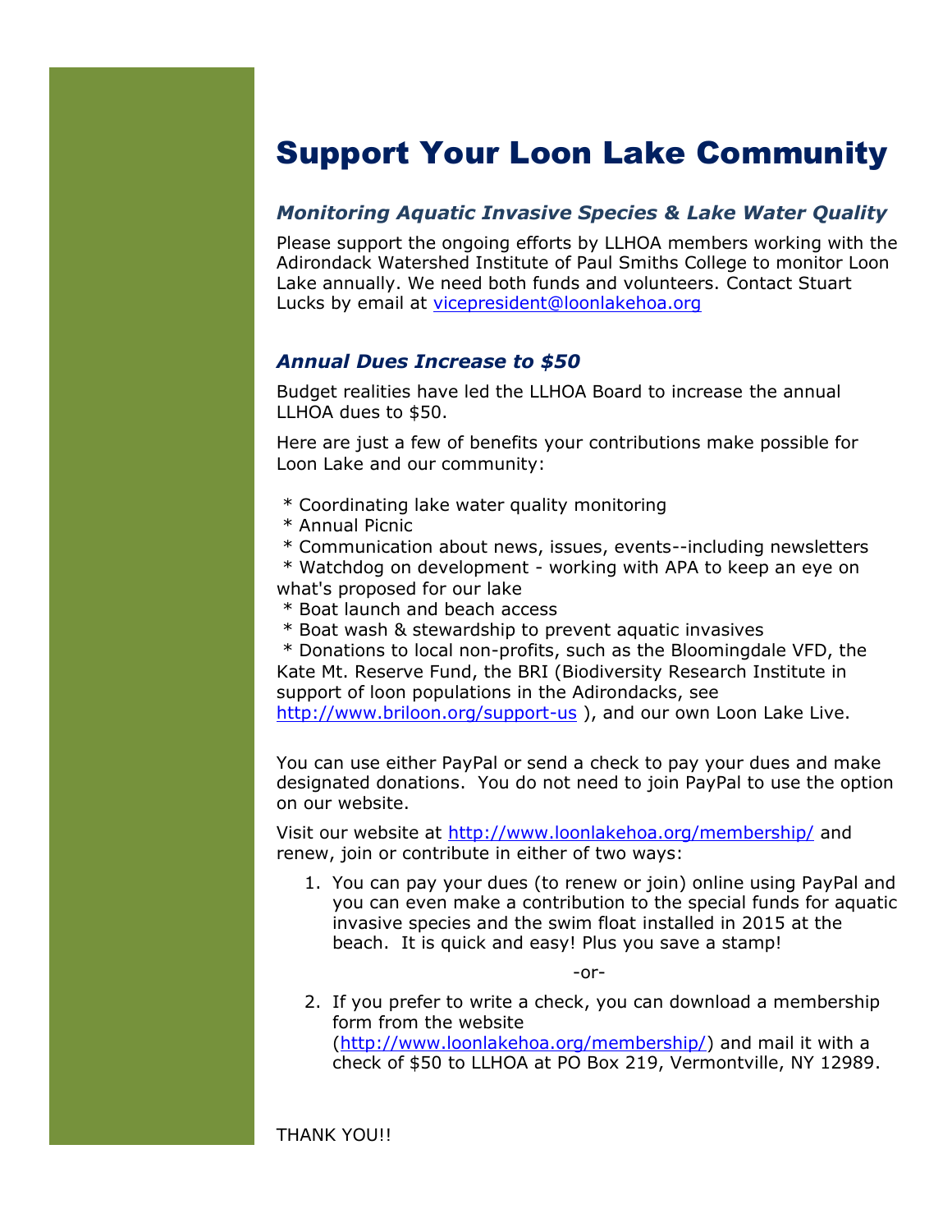# Support Your Loon Lake Community

### *Monitoring Aquatic Invasive Species & Lake Water Quality*

Please support the ongoing efforts by LLHOA members working with the Adirondack Watershed Institute of Paul Smiths College to monitor Loon Lake annually. We need both funds and volunteers. Contact Stuart Lucks by email at vicepresident@loonlakehoa.org

### *Annual Dues Increase to $50*

Budget realities have led the LLHOA Board to increase the annual LLHOA dues to $50.

Here are just a few of benefits your contributions make possible for Loon Lake and our community:

* Coordinating lake water quality monitoring
* Annual Picnic
* Communication about news, issues, events--including newsletters
* Watchdog on development - working with APA to keep an eye on what's proposed for our lake
* Boat launch and beach access
* Boat wash & stewardship to prevent aquatic invasives
* Donations to local non-profits, such as the Bloomingdale VFD, the Kate Mt. Reserve Fund, the BRI (Biodiversity Research Institute in support of loon populations in the Adirondacks, see http://www.briloon.org/support-us ), and our own Loon Lake Live.

You can use either PayPal or send a check to pay your dues and make designated donations. You do not need to join PayPal to use the option on our website.

Visit our website at http://www.loonlakehoa.org/membership/ and renew, join or contribute in either of two ways:

1. You can pay your dues (to renew or join) online using PayPal and you can even make a contribution to the special funds for aquatic invasive species and the swim float installed in 2015 at the beach. It is quick and easy! Plus you save a stamp!

-or-

2. If you prefer to write a check, you can download a membership form from the website (http://www.loonlakehoa.org/membership/) and mail it with a check of $50 to LLHOA at PO Box 219, Vermontville, NY 12989.

THANK YOU!!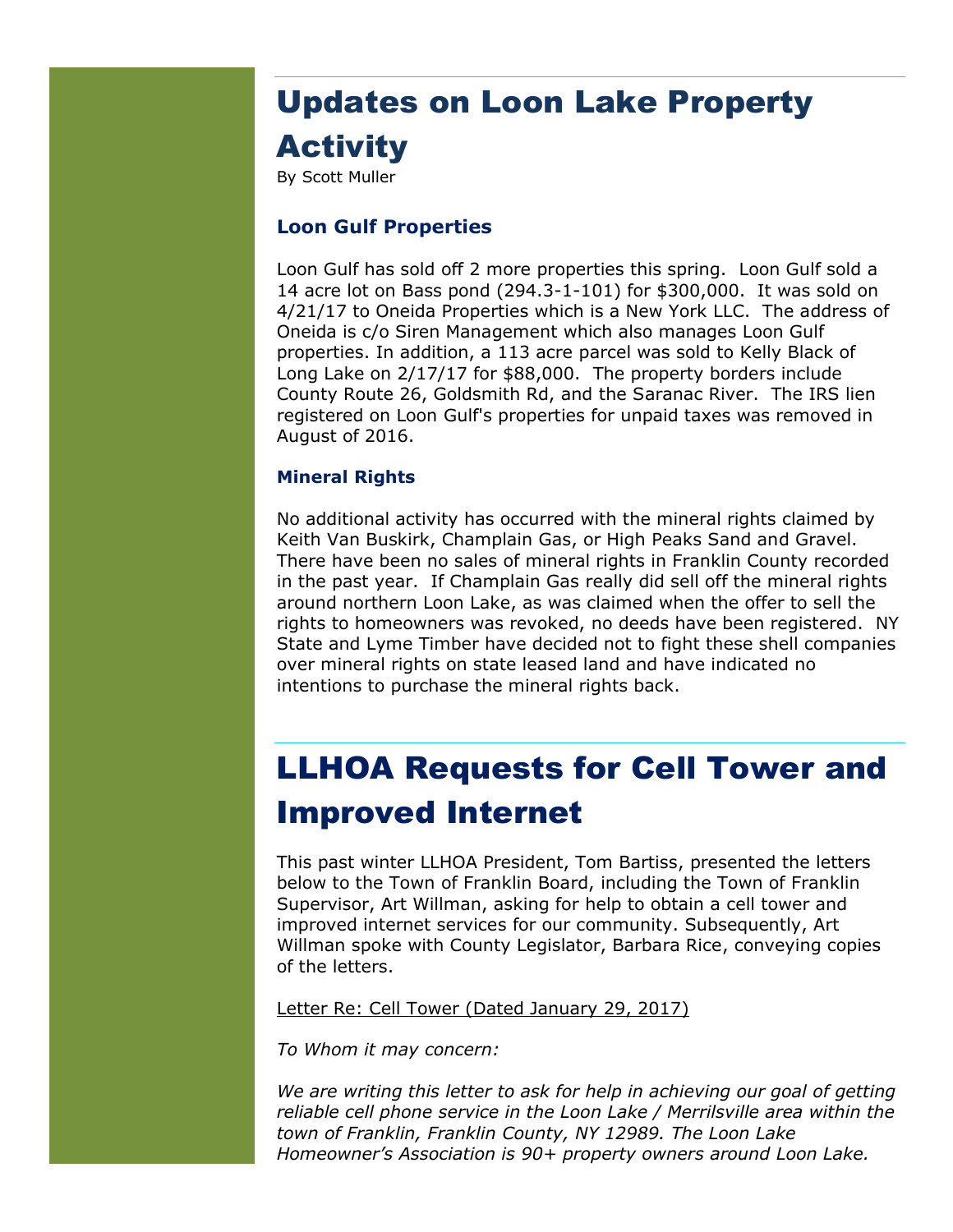# Updates on Loon Lake Property Activity

By Scott Muller

### Loon Gulf Properties

Loon Gulf has sold off 2 more properties this spring. Loon Gulf sold a 14 acre lot on Bass pond (294.3-1-101) for $300,000. It was sold on 4/21/17 to Oneida Properties which is a New York LLC. The address of Oneida is c/o Siren Management which also manages Loon Gulf properties. In addition, a 113 acre parcel was sold to Kelly Black of Long Lake on 2/17/17 for $88,000. The property borders include County Route 26, Goldsmith Rd, and the Saranac River. The IRS lien registered on Loon Gulf's properties for unpaid taxes was removed in August of 2016.

### Mineral Rights

No additional activity has occurred with the mineral rights claimed by Keith Van Buskirk, Champlain Gas, or High Peaks Sand and Gravel. There have been no sales of mineral rights in Franklin County recorded in the past year. If Champlain Gas really did sell off the mineral rights around northern Loon Lake, as was claimed when the offer to sell the rights to homeowners was revoked, no deeds have been registered. NY State and Lyme Timber have decided not to fight these shell companies over mineral rights on state leased land and have indicated no intentions to purchase the mineral rights back.

# LLHOA Requests for Cell Tower and Improved Internet

This past winter LLHOA President, Tom Bartiss, presented the letters below to the Town of Franklin Board, including the Town of Franklin Supervisor, Art Willman, asking for help to obtain a cell tower and improved internet services for our community. Subsequently, Art Willman spoke with County Legislator, Barbara Rice, conveying copies of the letters.

<u>Letter Re: Cell Tower (Dated January 29, 2017)</u>

*To Whom it may concern:*

*We are writing this letter to ask for help in achieving our goal of getting reliable cell phone service in the Loon Lake / Merrilsville area within the town of Franklin, Franklin County, NY 12989. The Loon Lake Homeowner's Association is 90+ property owners around Loon Lake.*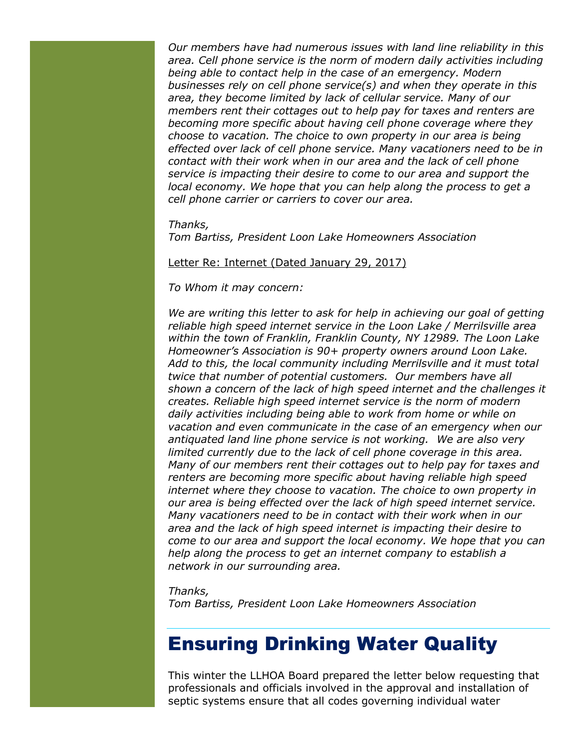*Our members have had numerous issues with land line reliability in this area. Cell phone service is the norm of modern daily activities including being able to contact help in the case of an emergency. Modern businesses rely on cell phone service(s) and when they operate in this area, they become limited by lack of cellular service. Many of our members rent their cottages out to help pay for taxes and renters are becoming more specific about having cell phone coverage where they choose to vacation. The choice to own property in our area is being effected over lack of cell phone service. Many vacationers need to be in contact with their work when in our area and the lack of cell phone service is impacting their desire to come to our area and support the local economy. We hope that you can help along the process to get a cell phone carrier or carriers to cover our area.*

*Thanks,*
*Tom Bartiss, President Loon Lake Homeowners Association*

<u>Letter Re: Internet (Dated January 29, 2017)</u>

*To Whom it may concern:*

*We are writing this letter to ask for help in achieving our goal of getting reliable high speed internet service in the Loon Lake / Merrilsville area within the town of Franklin, Franklin County, NY 12989. The Loon Lake Homeowner's Association is 90+ property owners around Loon Lake. Add to this, the local community including Merrilsville and it must total twice that number of potential customers. Our members have all shown a concern of the lack of high speed internet and the challenges it creates. Reliable high speed internet service is the norm of modern daily activities including being able to work from home or while on vacation and even communicate in the case of an emergency when our antiquated land line phone service is not working. We are also very limited currently due to the lack of cell phone coverage in this area. Many of our members rent their cottages out to help pay for taxes and renters are becoming more specific about having reliable high speed internet where they choose to vacation. The choice to own property in our area is being effected over the lack of high speed internet service. Many vacationers need to be in contact with their work when in our area and the lack of high speed internet is impacting their desire to come to our area and support the local economy. We hope that you can help along the process to get an internet company to establish a network in our surrounding area.*

*Thanks,*
*Tom Bartiss, President Loon Lake Homeowners Association*

# Ensuring Drinking Water Quality

This winter the LLHOA Board prepared the letter below requesting that professionals and officials involved in the approval and installation of septic systems ensure that all codes governing individual water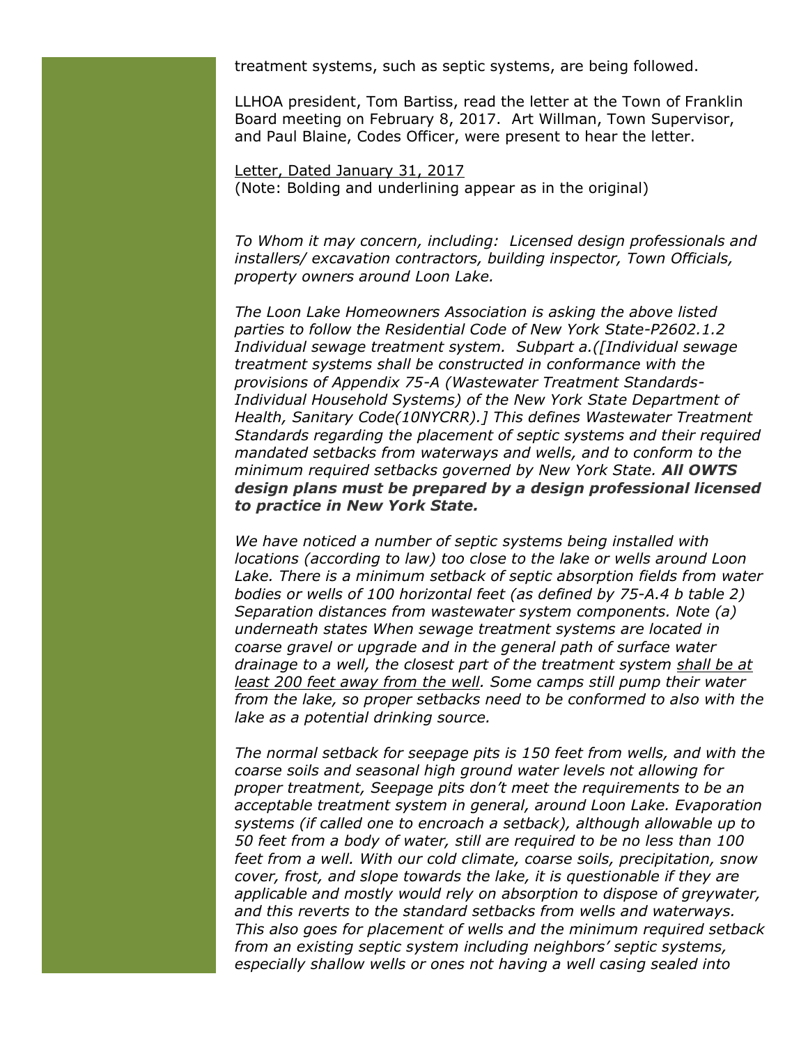treatment systems, such as septic systems, are being followed.

LLHOA president, Tom Bartiss, read the letter at the Town of Franklin Board meeting on February 8, 2017. Art Willman, Town Supervisor, and Paul Blaine, Codes Officer, were present to hear the letter.

<u>Letter, Dated January 31, 2017</u>
(Note: Bolding and underlining appear as in the original)

*To Whom it may concern, including: Licensed design professionals and installers/ excavation contractors, building inspector, Town Officials, property owners around Loon Lake.*

*The Loon Lake Homeowners Association is asking the above listed parties to follow the Residential Code of New York State-P2602.1.2 Individual sewage treatment system. Subpart a.([Individual sewage treatment systems shall be constructed in conformance with the provisions of Appendix 75-A (Wastewater Treatment Standards-Individual Household Systems) of the New York State Department of Health, Sanitary Code(10NYCRR).] This defines Wastewater Treatment Standards regarding the placement of septic systems and their required mandated setbacks from waterways and wells, and to conform to the minimum required setbacks governed by New York State.* ***All OWTS design plans must be prepared by a design professional licensed to practice in New York State.***

*We have noticed a number of septic systems being installed with locations (according to law) too close to the lake or wells around Loon Lake. There is a minimum setback of septic absorption fields from water bodies or wells of 100 horizontal feet (as defined by 75-A.4 b table 2) Separation distances from wastewater system components. Note (a) underneath states When sewage treatment systems are located in coarse gravel or upgrade and in the general path of surface water drainage to a well, the closest part of the treatment system <u>shall be at least 200 feet away from the well</u>. Some camps still pump their water from the lake, so proper setbacks need to be conformed to also with the lake as a potential drinking source.*

*The normal setback for seepage pits is 150 feet from wells, and with the coarse soils and seasonal high ground water levels not allowing for proper treatment, Seepage pits don't meet the requirements to be an acceptable treatment system in general, around Loon Lake. Evaporation systems (if called one to encroach a setback), although allowable up to 50 feet from a body of water, still are required to be no less than 100 feet from a well. With our cold climate, coarse soils, precipitation, snow cover, frost, and slope towards the lake, it is questionable if they are applicable and mostly would rely on absorption to dispose of greywater, and this reverts to the standard setbacks from wells and waterways. This also goes for placement of wells and the minimum required setback from an existing septic system including neighbors' septic systems, especially shallow wells or ones not having a well casing sealed into*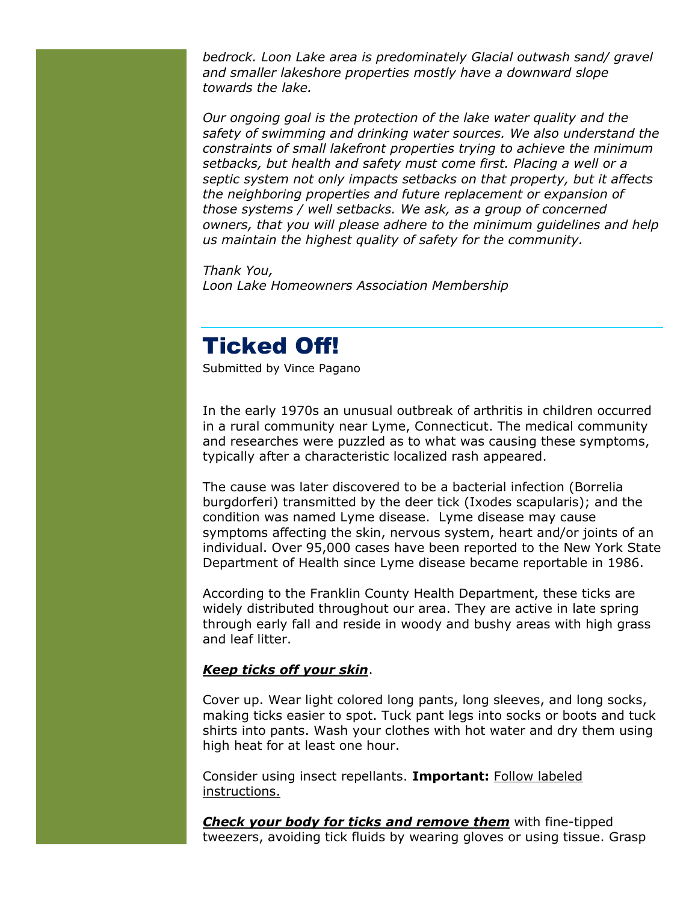*bedrock. Loon Lake area is predominately Glacial outwash sand/ gravel and smaller lakeshore properties mostly have a downward slope towards the lake.*

*Our ongoing goal is the protection of the lake water quality and the safety of swimming and drinking water sources. We also understand the constraints of small lakefront properties trying to achieve the minimum setbacks, but health and safety must come first. Placing a well or a septic system not only impacts setbacks on that property, but it affects the neighboring properties and future replacement or expansion of those systems / well setbacks. We ask, as a group of concerned owners, that you will please adhere to the minimum guidelines and help us maintain the highest quality of safety for the community.*

*Thank You,*
*Loon Lake Homeowners Association Membership*

---

# Ticked Off!

Submitted by Vince Pagano

In the early 1970s an unusual outbreak of arthritis in children occurred in a rural community near Lyme, Connecticut. The medical community and researches were puzzled as to what was causing these symptoms, typically after a characteristic localized rash appeared.

The cause was later discovered to be a bacterial infection (Borrelia burgdorferi) transmitted by the deer tick (Ixodes scapularis); and the condition was named Lyme disease. Lyme disease may cause symptoms affecting the skin, nervous system, heart and/or joints of an individual. Over 95,000 cases have been reported to the New York State Department of Health since Lyme disease became reportable in 1986.

According to the Franklin County Health Department, these ticks are widely distributed throughout our area. They are active in late spring through early fall and reside in woody and bushy areas with high grass and leaf litter.

***Keep ticks off your skin***.

Cover up. Wear light colored long pants, long sleeves, and long socks, making ticks easier to spot. Tuck pant legs into socks or boots and tuck shirts into pants. Wash your clothes with hot water and dry them using high heat for at least one hour.

Consider using insect repellants. **Important:** Follow labeled instructions.

***Check your body for ticks and remove them*** with fine-tipped tweezers, avoiding tick fluids by wearing gloves or using tissue. Grasp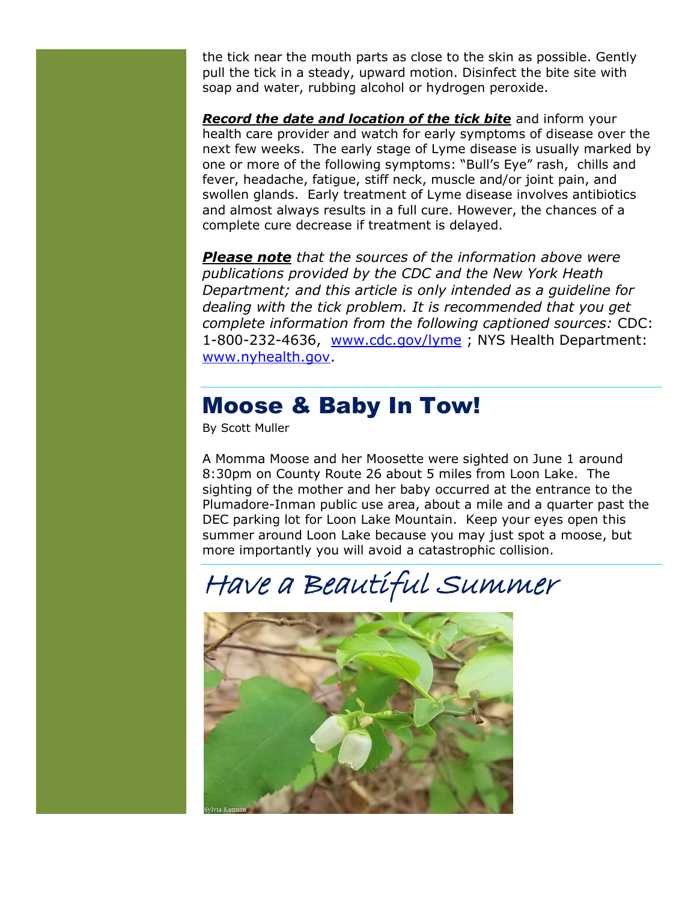the tick near the mouth parts as close to the skin as possible. Gently pull the tick in a steady, upward motion. Disinfect the bite site with soap and water, rubbing alcohol or hydrogen peroxide.

***Record the date and location of the tick bite*** and inform your health care provider and watch for early symptoms of disease over the next few weeks. The early stage of Lyme disease is usually marked by one or more of the following symptoms: "Bull's Eye" rash, chills and fever, headache, fatigue, stiff neck, muscle and/or joint pain, and swollen glands. Early treatment of Lyme disease involves antibiotics and almost always results in a full cure. However, the chances of a complete cure decrease if treatment is delayed.

***Please note*** *that the sources of the information above were publications provided by the CDC and the New York Heath Department; and this article is only intended as a guideline for dealing with the tick problem. It is recommended that you get complete information from the following captioned sources:* CDC: 1-800-232-4636, www.cdc.gov/lyme ; NYS Health Department: www.nyhealth.gov.

## Moose & Baby In Tow!

By Scott Muller

A Momma Moose and her Moosette were sighted on June 1 around 8:30pm on County Route 26 about 5 miles from Loon Lake. The sighting of the mother and her baby occurred at the entrance to the Plumadore-Inman public use area, about a mile and a quarter past the DEC parking lot for Loon Lake Mountain. Keep your eyes open this summer around Loon Lake because you may just spot a moose, but more importantly you will avoid a catastrophic collision.

# Have a Beautiful Summer

Sylvia Karman